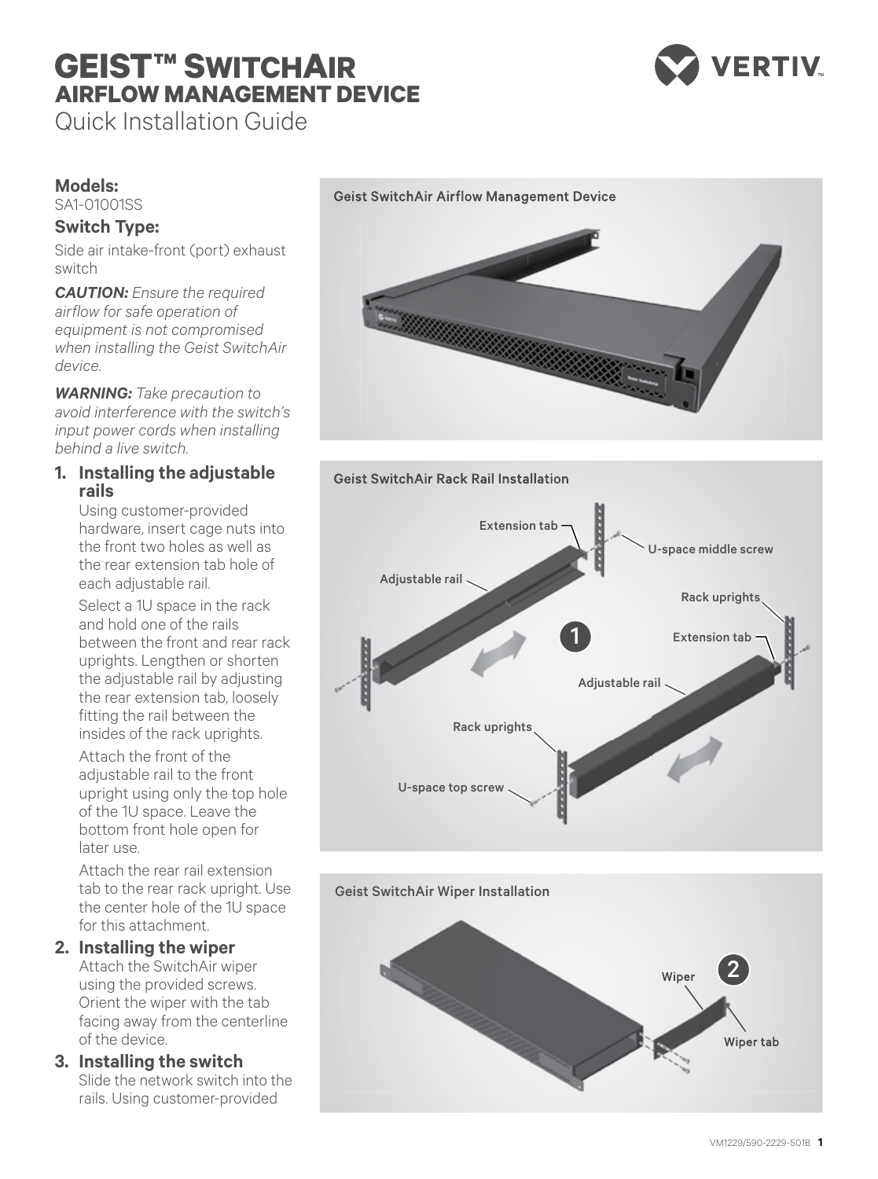# GEIST™ SWITCHAIR AIRFLOW MANAGEMENT DEVICE

Quick Installation Guide

### Models:

SA1-01001SS

### Switch Type:

Side air intake-front (port) exhaust switch

***CAUTION:*** *Ensure the required airflow for safe operation of equipment is not compromised when installing the Geist SwitchAir device.*

***WARNING:*** *Take precaution to avoid interference with the switch's input power cords when installing behind a live switch.*

1. **Installing the adjustable rails**

   Using customer-provided hardware, insert cage nuts into the front two holes as well as the rear extension tab hole of each adjustable rail.

   Select a 1U space in the rack and hold one of the rails between the front and rear rack uprights. Lengthen or shorten the adjustable rail by adjusting the rear extension tab, loosely fitting the rail between the insides of the rack uprights.

   Attach the front of the adjustable rail to the front upright using only the top hole of the 1U space. Leave the bottom front hole open for later use.

   Attach the rear rail extension tab to the rear rack upright. Use the center hole of the 1U space for this attachment.

2. **Installing the wiper**

   Attach the SwitchAir wiper using the provided screws. Orient the wiper with the tab facing away from the centerline of the device.

3. **Installing the switch**

   Slide the network switch into the rails. Using customer-provided

Geist SwitchAir Airflow Management Device

Geist SwitchAir Rack Rail Installation

Extension tab

U-space middle screw

Adjustable rail

Rack uprights

1

Extension tab

Adjustable rail

Rack uprights

U-space top screw

Geist SwitchAir Wiper Installation

Wiper

2

Wiper tab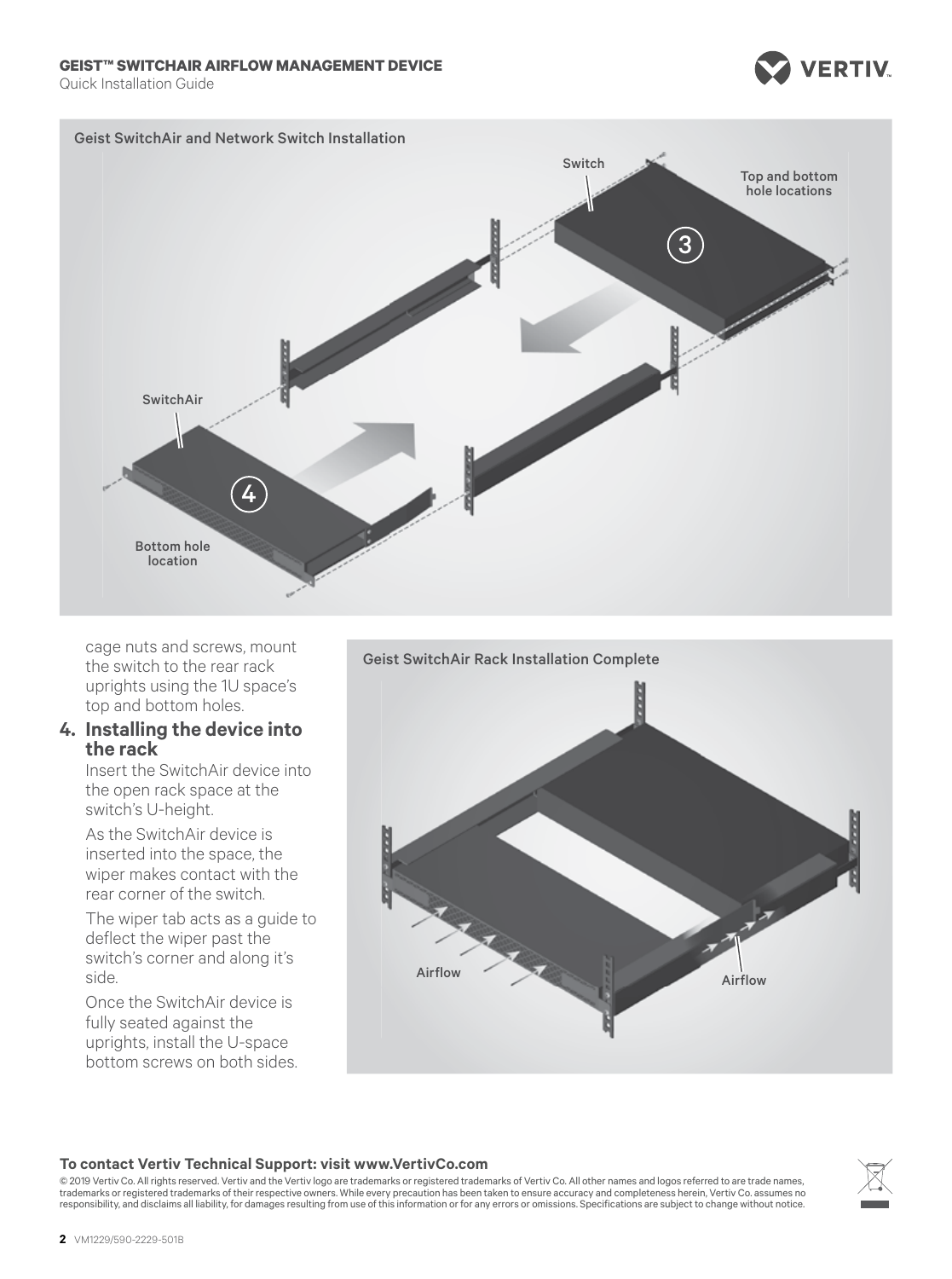Geist SwitchAir and Network Switch Installation

Switch

Top and bottom hole locations

3

SwitchAir

4

Bottom hole location

cage nuts and screws, mount the switch to the rear rack uprights using the 1U space's top and bottom holes.

**4. Installing the device into the rack**

Insert the SwitchAir device into the open rack space at the switch's U-height.

As the SwitchAir device is inserted into the space, the wiper makes contact with the rear corner of the switch.

The wiper tab acts as a guide to deflect the wiper past the switch's corner and along it's side.

Once the SwitchAir device is fully seated against the uprights, install the U-space bottom screws on both sides.

Geist SwitchAir Rack Installation Complete

Airflow

Airflow

**To contact Vertiv Technical Support: visit www.VertivCo.com**

© 2019 Vertiv Co. All rights reserved. Vertiv and the Vertiv logo are trademarks or registered trademarks of Vertiv Co. All other names and logos referred to are trade names, trademarks or registered trademarks of their respective owners. While every precaution has been taken to ensure accuracy and completeness herein, Vertiv Co. assumes no responsibility, and disclaims all liability, for damages resulting from use of this information or for any errors or omissions. Specifications are subject to change without notice.

VM1229/590-2229-501B